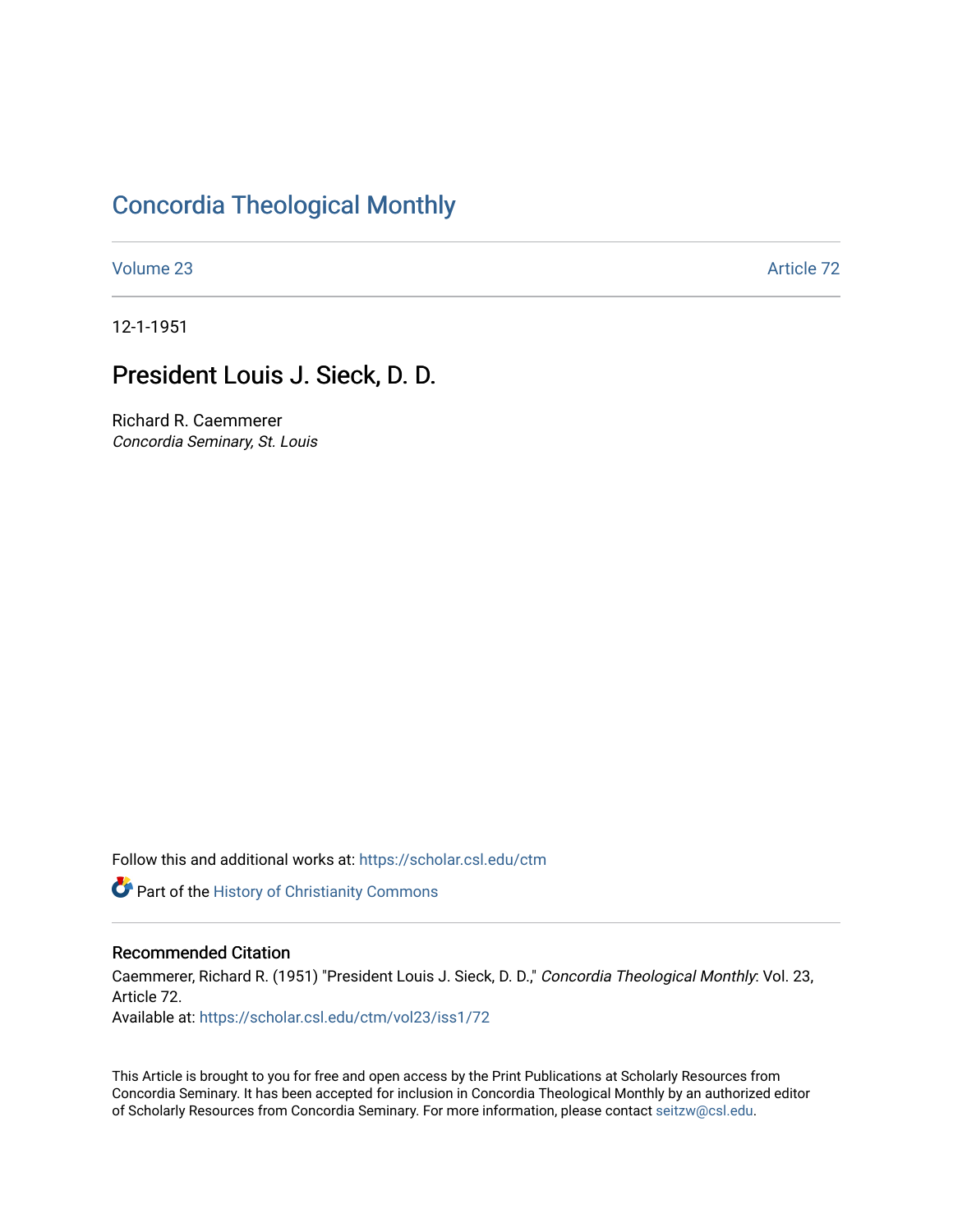# Concordia Theological Monthly

Volume 23 Article 72

12-1-1951

## President Louis J. Sieck, D. D.

Richard R. Caemmerer
*Concordia Seminary, St. Louis*

Follow this and additional works at: https://scholar.csl.edu/ctm

Part of the History of Christianity Commons

### Recommended Citation

Caemmerer, Richard R. (1951) "President Louis J. Sieck, D. D.," *Concordia Theological Monthly*: Vol. 23, Article 72.
Available at: https://scholar.csl.edu/ctm/vol23/iss1/72

This Article is brought to you for free and open access by the Print Publications at Scholarly Resources from Concordia Seminary. It has been accepted for inclusion in Concordia Theological Monthly by an authorized editor of Scholarly Resources from Concordia Seminary. For more information, please contact seitzw@csl.edu.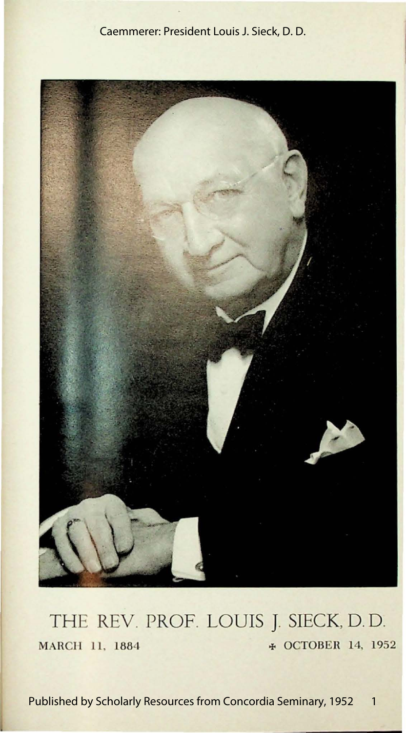THE REV. PROF. LOUIS J. SIECK, D. D.

MARCH 11, 1884 ✠ OCTOBER 14, 1952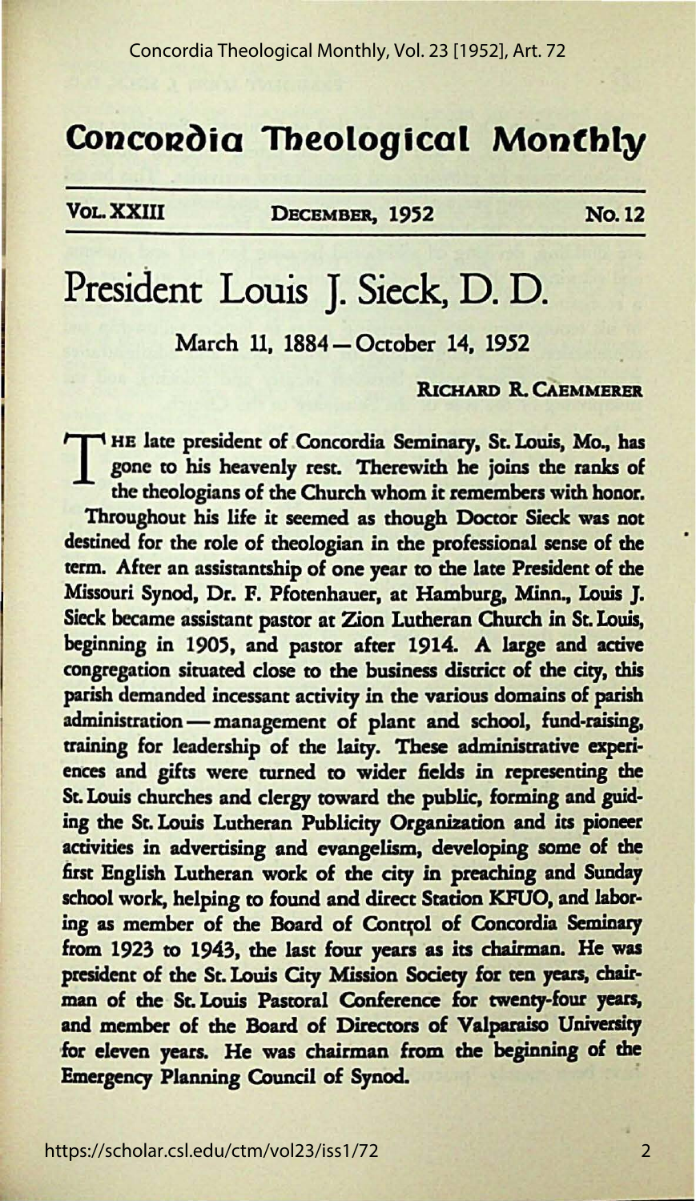# Concordia Theological Monthly

Vol. XXIII — December, 1952 — No. 12

# President Louis J. Sieck, D. D.

March 11, 1884 — October 14, 1952

Richard R. Caemmerer

The late president of Concordia Seminary, St. Louis, Mo., has gone to his heavenly rest. Therewith he joins the ranks of the theologians of the Church whom it remembers with honor.

Throughout his life it seemed as though Doctor Sieck was not destined for the role of theologian in the professional sense of the term. After an assistantship of one year to the late President of the Missouri Synod, Dr. F. Pfotenhauer, at Hamburg, Minn., Louis J. Sieck became assistant pastor at Zion Lutheran Church in St. Louis, beginning in 1905, and pastor after 1914. A large and active congregation situated close to the business district of the city, this parish demanded incessant activity in the various domains of parish administration — management of plant and school, fund-raising, training for leadership of the laity. These administrative experiences and gifts were turned to wider fields in representing the St. Louis churches and clergy toward the public, forming and guiding the St. Louis Lutheran Publicity Organization and its pioneer activities in advertising and evangelism, developing some of the first English Lutheran work of the city in preaching and Sunday school work, helping to found and direct Station KFUO, and laboring as member of the Board of Control of Concordia Seminary from 1923 to 1943, the last four years as its chairman. He was president of the St. Louis City Mission Society for ten years, chairman of the St. Louis Pastoral Conference for twenty-four years, and member of the Board of Directors of Valparaiso University for eleven years. He was chairman from the beginning of the Emergency Planning Council of Synod.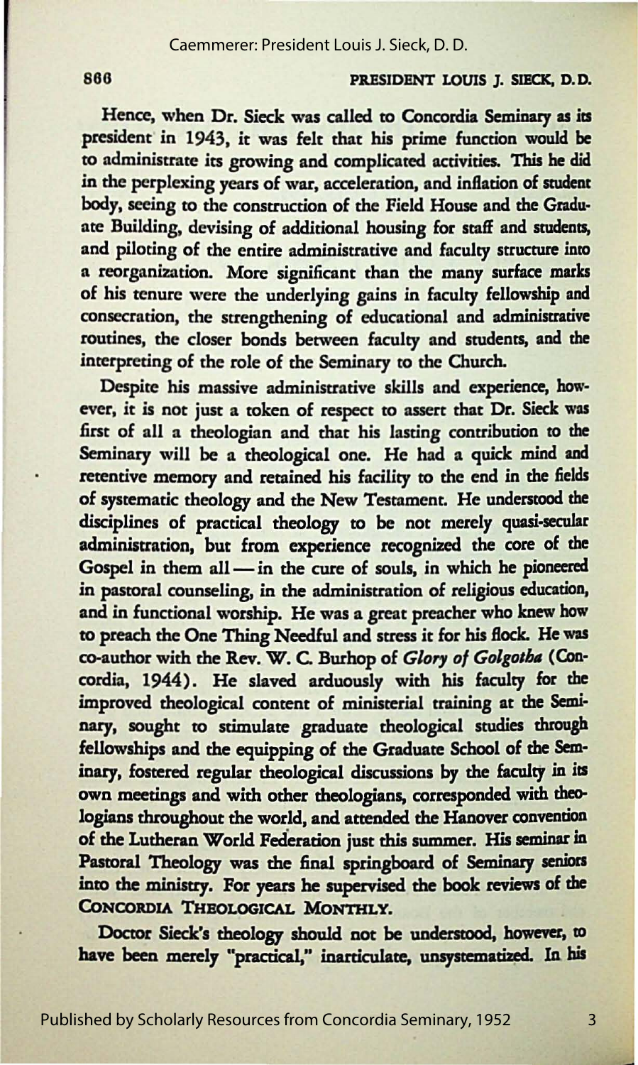Hence, when Dr. Sieck was called to Concordia Seminary as its president in 1943, it was felt that his prime function would be to administrate its growing and complicated activities. This he did in the perplexing years of war, acceleration, and inflation of student body, seeing to the construction of the Field House and the Graduate Building, devising of additional housing for staff and students, and piloting of the entire administrative and faculty structure into a reorganization. More significant than the many surface marks of his tenure were the underlying gains in faculty fellowship and consecration, the strengthening of educational and administrative routines, the closer bonds between faculty and students, and the interpreting of the role of the Seminary to the Church.

Despite his massive administrative skills and experience, however, it is not just a token of respect to assert that Dr. Sieck was first of all a theologian and that his lasting contribution to the Seminary will be a theological one. He had a quick mind and retentive memory and retained his facility to the end in the fields of systematic theology and the New Testament. He understood the disciplines of practical theology to be not merely quasi-secular administration, but from experience recognized the core of the Gospel in them all — in the cure of souls, in which he pioneered in pastoral counseling, in the administration of religious education, and in functional worship. He was a great preacher who knew how to preach the One Thing Needful and stress it for his flock. He was co-author with the Rev. W. C. Burhop of *Glory of Golgotha* (Concordia, 1944). He slaved arduously with his faculty for the improved theological content of ministerial training at the Seminary, sought to stimulate graduate theological studies through fellowships and the equipping of the Graduate School of the Seminary, fostered regular theological discussions by the faculty in its own meetings and with other theologians, corresponded with theologians throughout the world, and attended the Hanover convention of the Lutheran World Federation just this summer. His seminar in Pastoral Theology was the final springboard of Seminary seniors into the ministry. For years he supervised the book reviews of the CONCORDIA THEOLOGICAL MONTHLY.

Doctor Sieck's theology should not be understood, however, to have been merely "practical," inarticulate, unsystematized. In his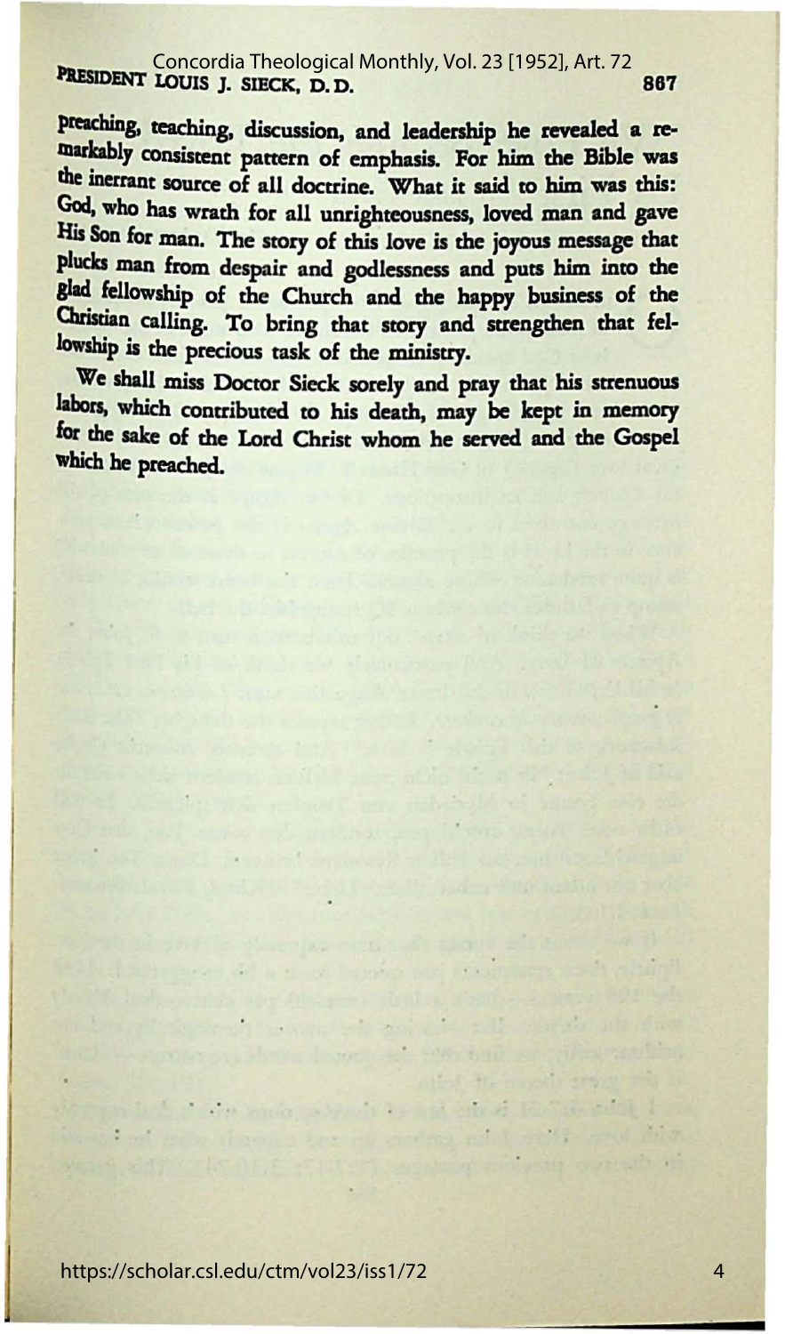preaching, teaching, discussion, and leadership he revealed a remarkably consistent pattern of emphasis. For him the Bible was the inerrant source of all doctrine. What it said to him was this: God, who has wrath for all unrighteousness, loved man and gave His Son for man. The story of this love is the joyous message that plucks man from despair and godlessness and puts him into the glad fellowship of the Church and the happy business of the Christian calling. To bring that story and strengthen that fellowship is the precious task of the ministry.

We shall miss Doctor Sieck sorely and pray that his strenuous labors, which contributed to his death, may be kept in memory for the sake of the Lord Christ whom he served and the Gospel which he preached.